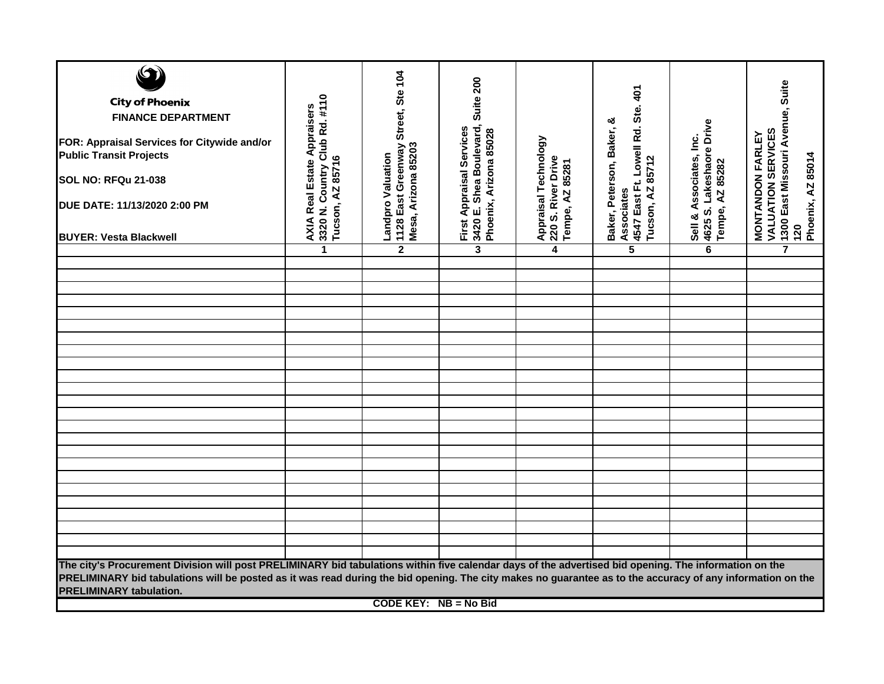| City of Phoenix<br>FINANCE DEPARTMENT<br><br>FOR: Appraisal Services for Citywide and/or Public Transit Projects<br><br>SOL NO: RFQu 21-038<br><br>DUE DATE: 11/13/2020 2:00 PM<br><br>BUYER: Vesta Blackwell | AXIA Real Estate Appraisers<br>3320 N. Country Club Rd. #110<br>Tucson, AZ 85716 | Landpro Valuation<br>1128 East Greenway Street, Ste 104<br>Mesa, Arizona 85203 | First Appraisal Services<br>3420 E. Shea Boulevard, Suite 200<br>Phoenix, Arizona 85028 | Appraisal Technology<br>220 S. River Drive<br>Tempe, AZ 85281 | Baker, Peterson, Baker, & Associates<br>4547 East Ft. Lowell Rd. Ste. 401<br>Tucson, AZ 85712 | Sell & Associates, Inc.<br>4625 S. Lakeshaore Drive<br>Tempe, AZ 85282 | MONTANDON FARLEY VALUATION SERVICES<br>1300 East Missouri Avenue, Suite 120<br>Phoenix, AZ 85014 |
|---|---|---|---|---|---|---|---|
| | 1 | 2 | 3 | 4 | 5 | 6 | 7 |

The city's Procurement Division will post PRELIMINARY bid tabulations within five calendar days of the advertised bid opening. The information on the PRELIMINARY bid tabulations will be posted as it was read during the bid opening. The city makes no guarantee as to the accuracy of any information on the PRELIMINARY tabulation.

CODE KEY: NB = No Bid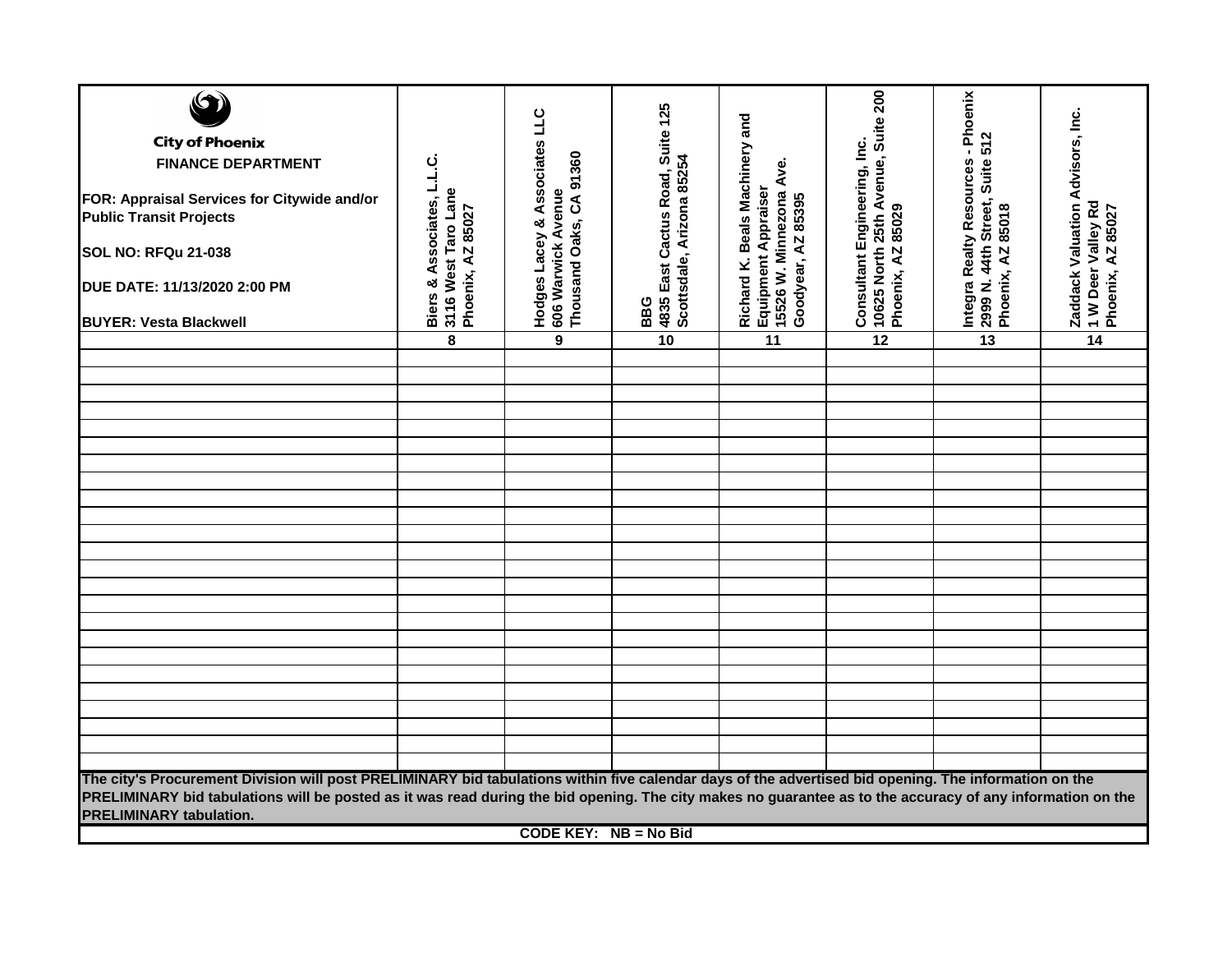| City of Phoenix<br>FINANCE DEPARTMENT<br><br>FOR: Appraisal Services for Citywide and/or Public Transit Projects<br><br>SOL NO: RFQu 21-038<br><br>DUE DATE: 11/13/2020 2:00 PM<br><br>BUYER: Vesta Blackwell | Biers & Associates, L.L.C.<br>3116 West Taro Lane<br>Phoenix, AZ 85027 | Hodges Lacey & Associates LLC<br>606 Warwick Avenue<br>Thousand Oaks, CA 91360 | BBG<br>4835 East Cactus Road, Suite 125<br>Scottsdale, Arizona 85254 | Richard K. Beals Machinery and Equipment Appraiser<br>15526 W. Minnezona Ave.<br>Goodyear, AZ 85395 | Consultant Engineering, Inc.<br>10625 North 25th Avenue, Suite 200<br>Phoenix, AZ 85029 | Integra Realty Resources - Phoenix<br>2999 N. 44th Street, Suite 512<br>Phoenix, AZ 85018 | Zaddack Valuation Advisors, Inc.<br>1 W Deer Valley Rd<br>Phoenix, AZ 85027 |
|---|---|---|---|---|---|---|---|
| | 8 | 9 | 10 | 11 | 12 | 13 | 14 |
| | | | | | | | |
| | | | | | | | |
| | | | | | | | |
| | | | | | | | |
| | | | | | | | |
| | | | | | | | |
| | | | | | | | |
| | | | | | | | |
| | | | | | | | |
| | | | | | | | |
| | | | | | | | |
| | | | | | | | |
| | | | | | | | |
| | | | | | | | |
| | | | | | | | |
| | | | | | | | |
| | | | | | | | |
| | | | | | | | |
| | | | | | | | |
| | | | | | | | |
| | | | | | | | |
| | | | | | | | |
| | | | | | | | |

**The city's Procurement Division will post PRELIMINARY bid tabulations within five calendar days of the advertised bid opening. The information on the PRELIMINARY bid tabulations will be posted as it was read during the bid opening. The city makes no guarantee as to the accuracy of any information on the PRELIMINARY tabulation.**

**CODE KEY: NB = No Bid**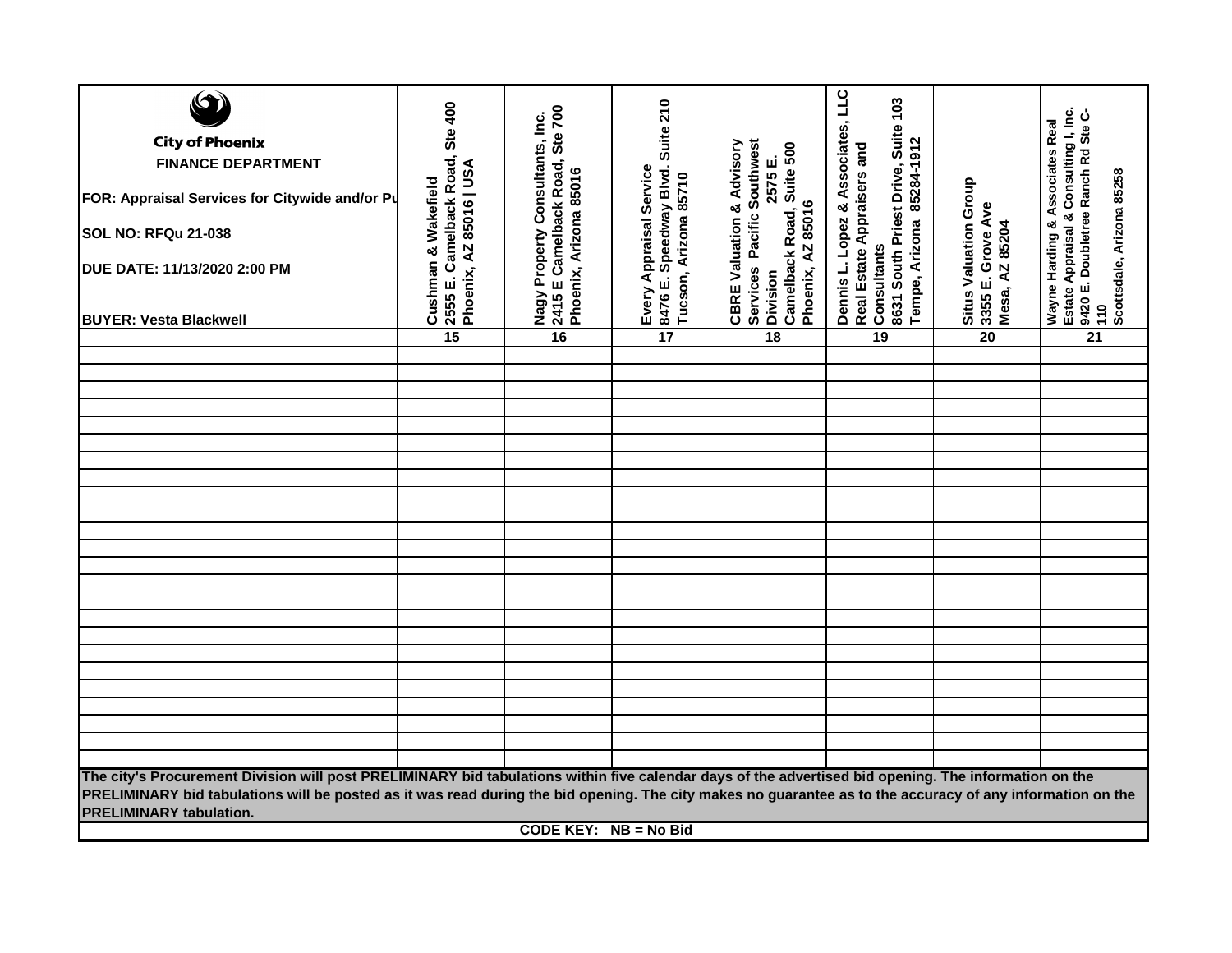| City of Phoenix<br>FINANCE DEPARTMENT<br>FOR: Appraisal Services for Citywide and/or Pu<br>SOL NO: RFQu 21-038<br>DUE DATE: 11/13/2020 2:00 PM<br>BUYER: Vesta Blackwell | Cushman & Wakefield<br>2555 E. Camelback Road, Ste 400<br>Phoenix, AZ 85016 \| USA | Nagy Property Consultants, Inc.<br>2415 E Camelback Road, Ste 700<br>Phoenix, Arizona 85016 | Every Appraisal Service<br>8476 E. Speedway Blvd. Suite 210<br>Tucson, Arizona 85710 | CBRE Valuation & Advisory Services Pacific Southwest Division 2575 E. Camelback Road, Suite 500<br>Phoenix, AZ 85016 | Dennis L. Lopez & Associates, LLC<br>Real Estate Appraisers and Consultants<br>8631 South Priest Drive, Suite 103<br>Tempe, Arizona 85284-1912 | Situs Valuation Group<br>3355 E. Grove Ave<br>Mesa, AZ 85204 | Wayne Harding & Associates Real Estate Appraisal & Consulting I, Inc.<br>9420 E. Doubletree Ranch Rd Ste C-110<br>Scottsdale, Arizona 85258 |
|---|---|---|---|---|---|---|---|
| | 15 | 16 | 17 | 18 | 19 | 20 | 21 |

**The city's Procurement Division will post PRELIMINARY bid tabulations within five calendar days of the advertised bid opening. The information on the PRELIMINARY bid tabulations will be posted as it was read during the bid opening. The city makes no guarantee as to the accuracy of any information on the PRELIMINARY tabulation.**

**CODE KEY: NB = No Bid**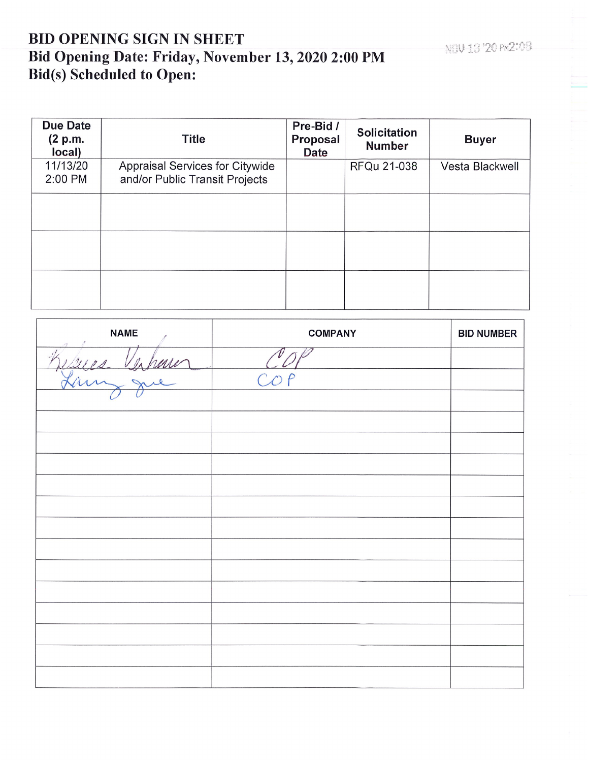# BID OPENING SIGN IN SHEET

## Bid Opening Date: Friday, November 13, 2020 2:00 PM

## Bid(s) Scheduled to Open:

NOV 13 '20 PM2:08

| Due Date (2 p.m. local) | Title | Pre-Bid / Proposal Date | Solicitation Number | Buyer |
|---|---|---|---|---|
| 11/13/20 2:00 PM | Appraisal Services for Citywide and/or Public Transit Projects | | RFQu 21-038 | Vesta Blackwell |
| | | | | |
| | | | | |
| | | | | |

| NAME | COMPANY | BID NUMBER |
|---|---|---|
| Rebecca Verhauer | COP | |
| Larry Jue | COP | |
| | | |
| | | |
| | | |
| | | |
| | | |
| | | |
| | | |
| | | |
| | | |
| | | |
| | | |
| | | |
| | | |
| | | |